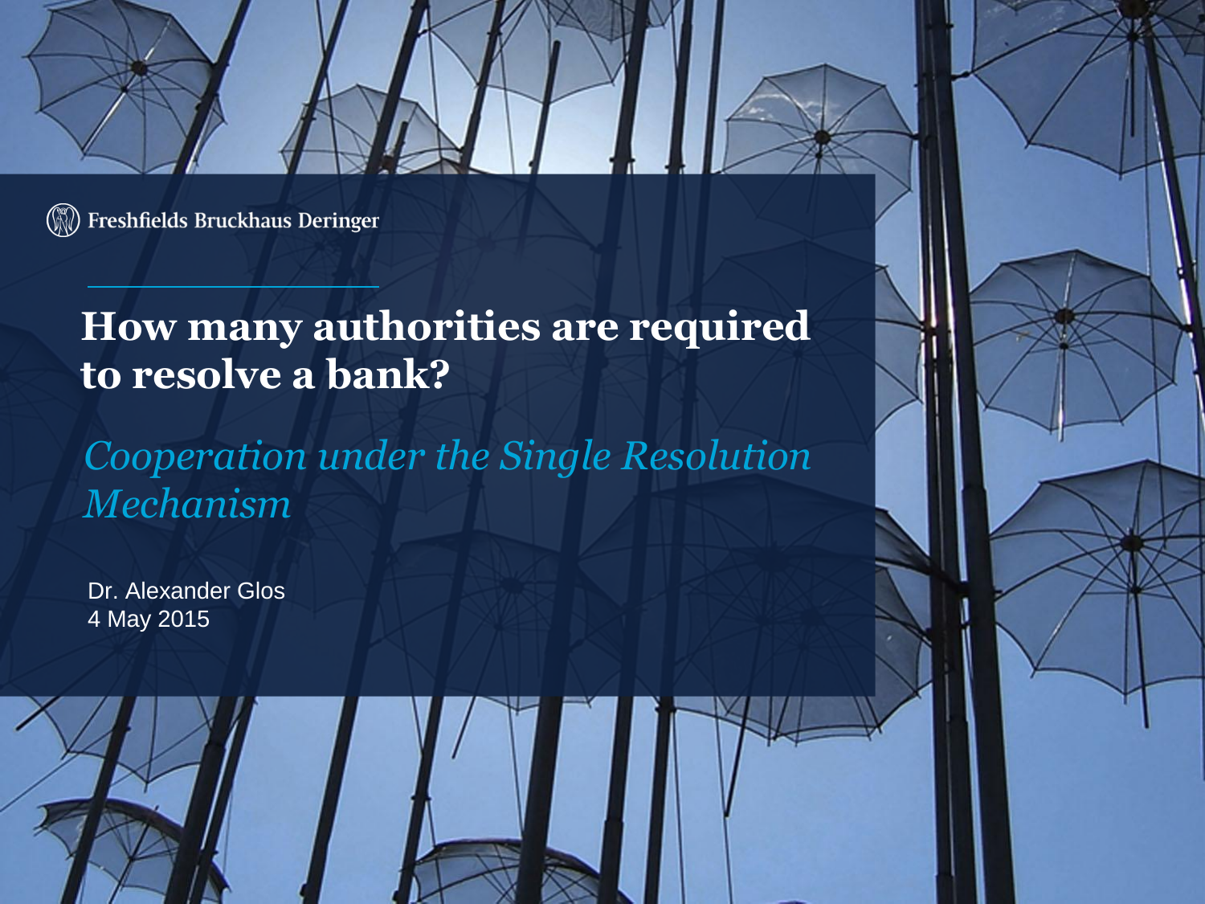Freshfields Bruckhaus Deringer

# How many authorities are required to resolve a bank?

## *Cooperation under the Single Resolution Mechanism*

Dr. Alexander Glos
4 May 2015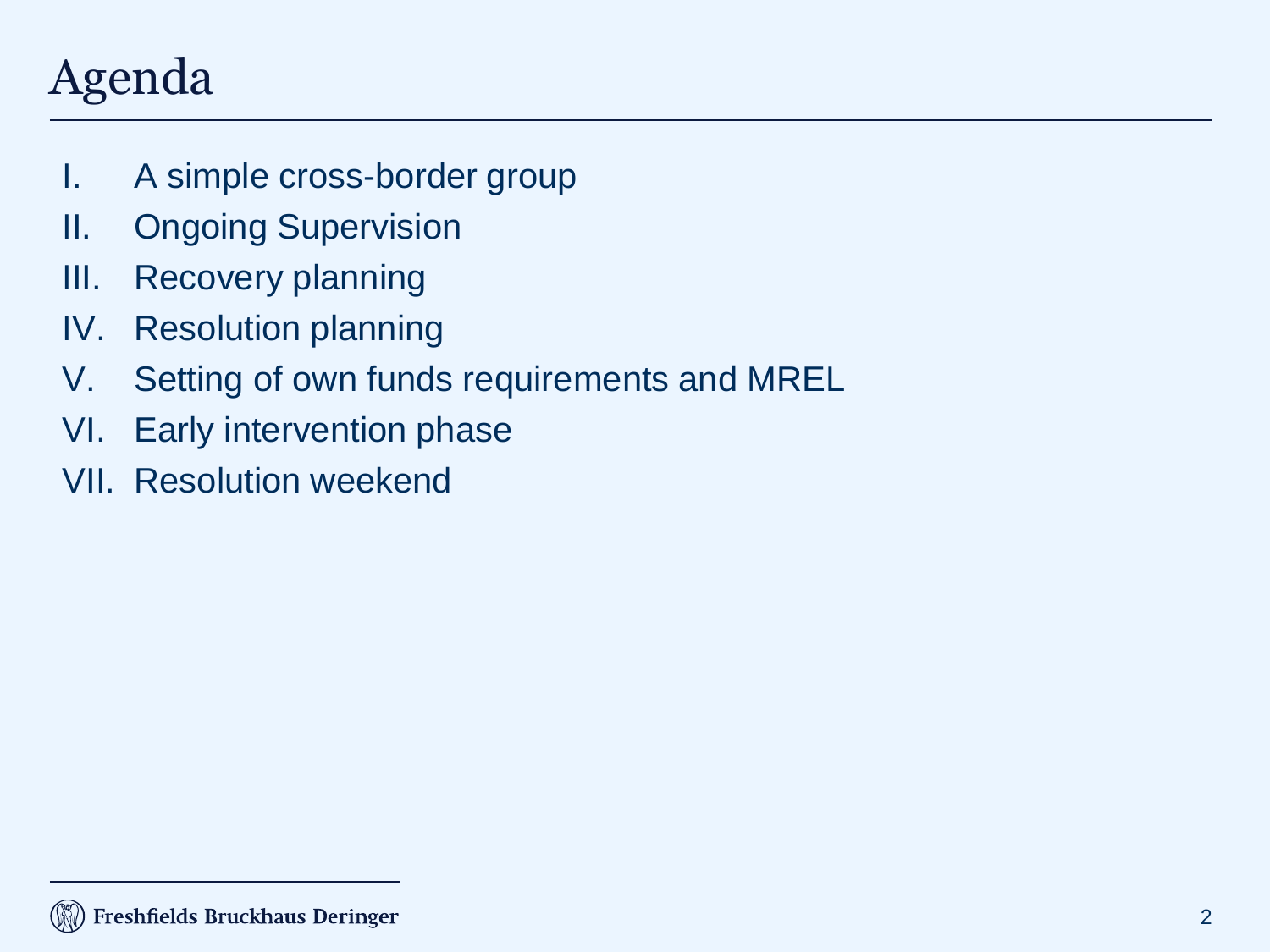# Agenda

I. A simple cross-border group

II. Ongoing Supervision

III. Recovery planning

IV. Resolution planning

V. Setting of own funds requirements and MREL

VI. Early intervention phase

VII. Resolution weekend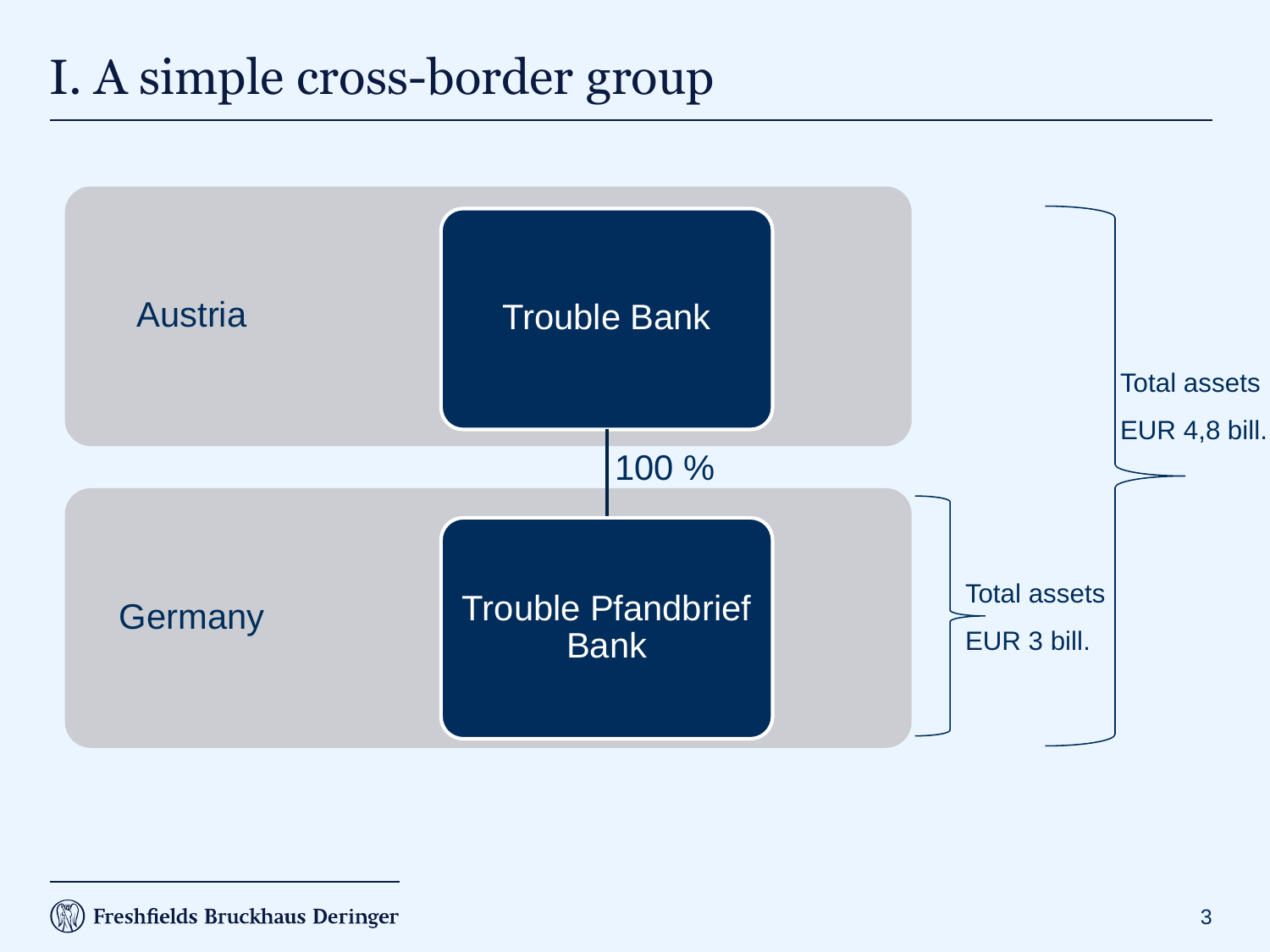# I. A simple cross-border group

Austria

Trouble Bank

100 %

Germany

Trouble Pfandbrief Bank

Total assets EUR 3 bill.

Total assets EUR 4,8 bill.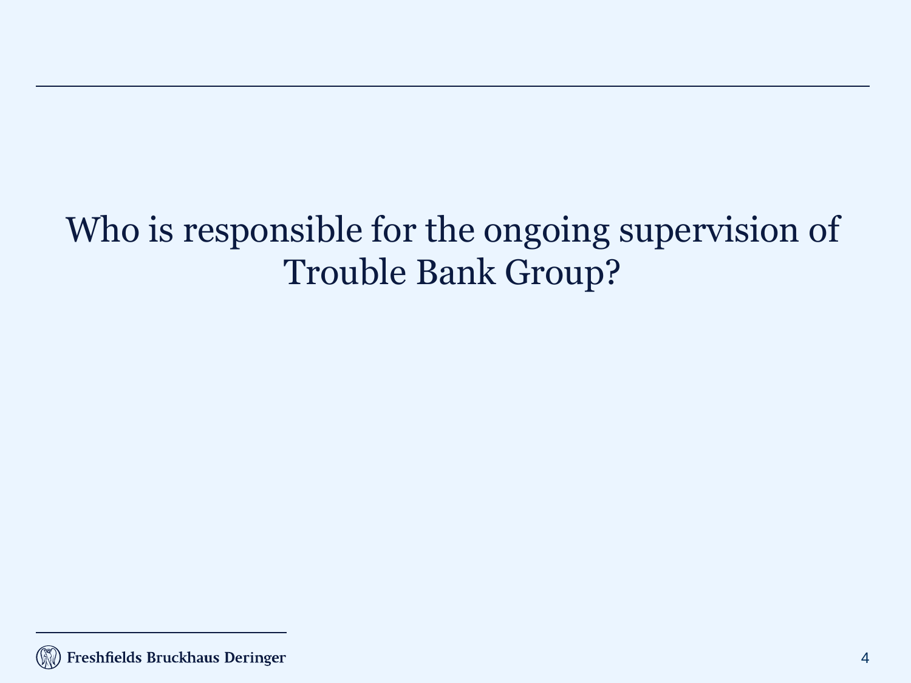# Who is responsible for the ongoing supervision of Trouble Bank Group?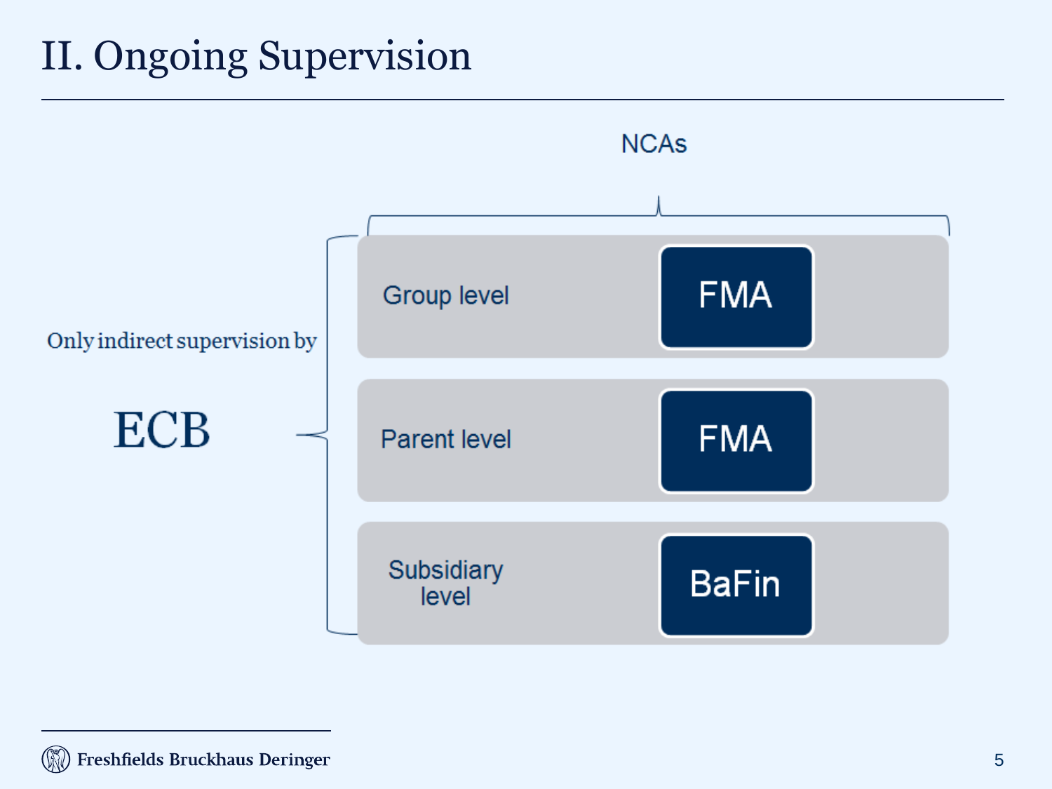# II. Ongoing Supervision

NCAs

Only indirect supervision by

ECB

| Level | NCA |
| --- | --- |
| Group level | FMA |
| Parent level | FMA |
| Subsidiary level | BaFin |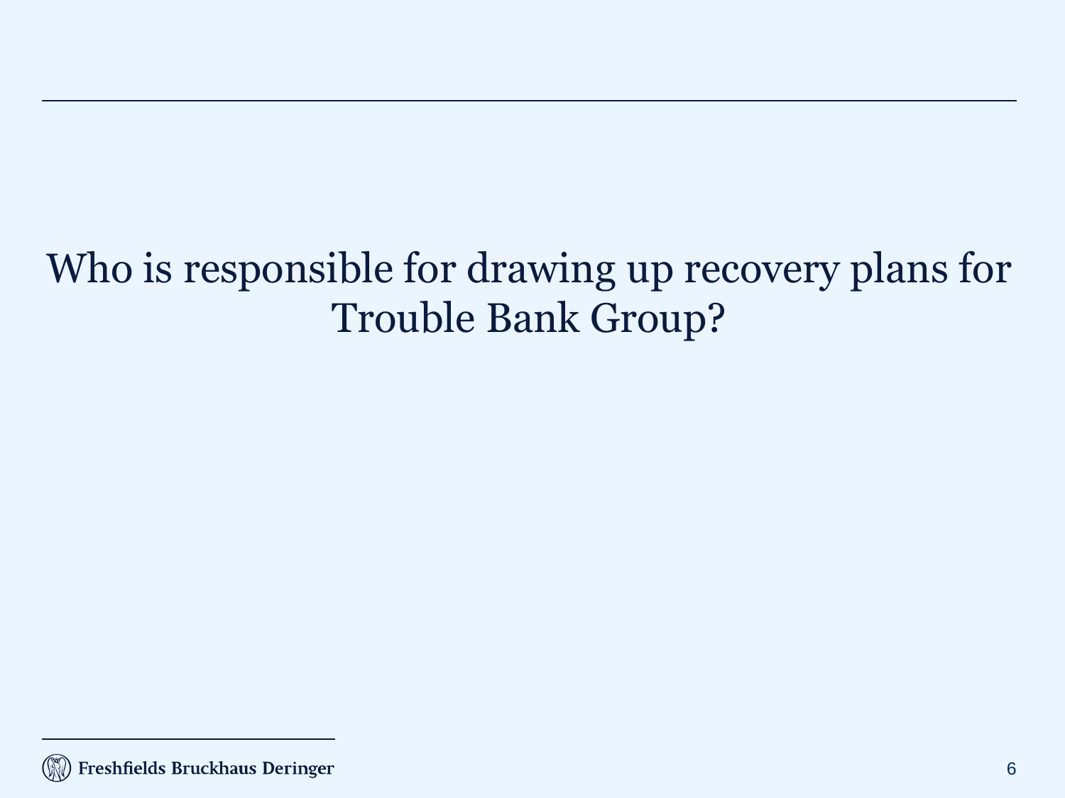# Who is responsible for drawing up recovery plans for Trouble Bank Group?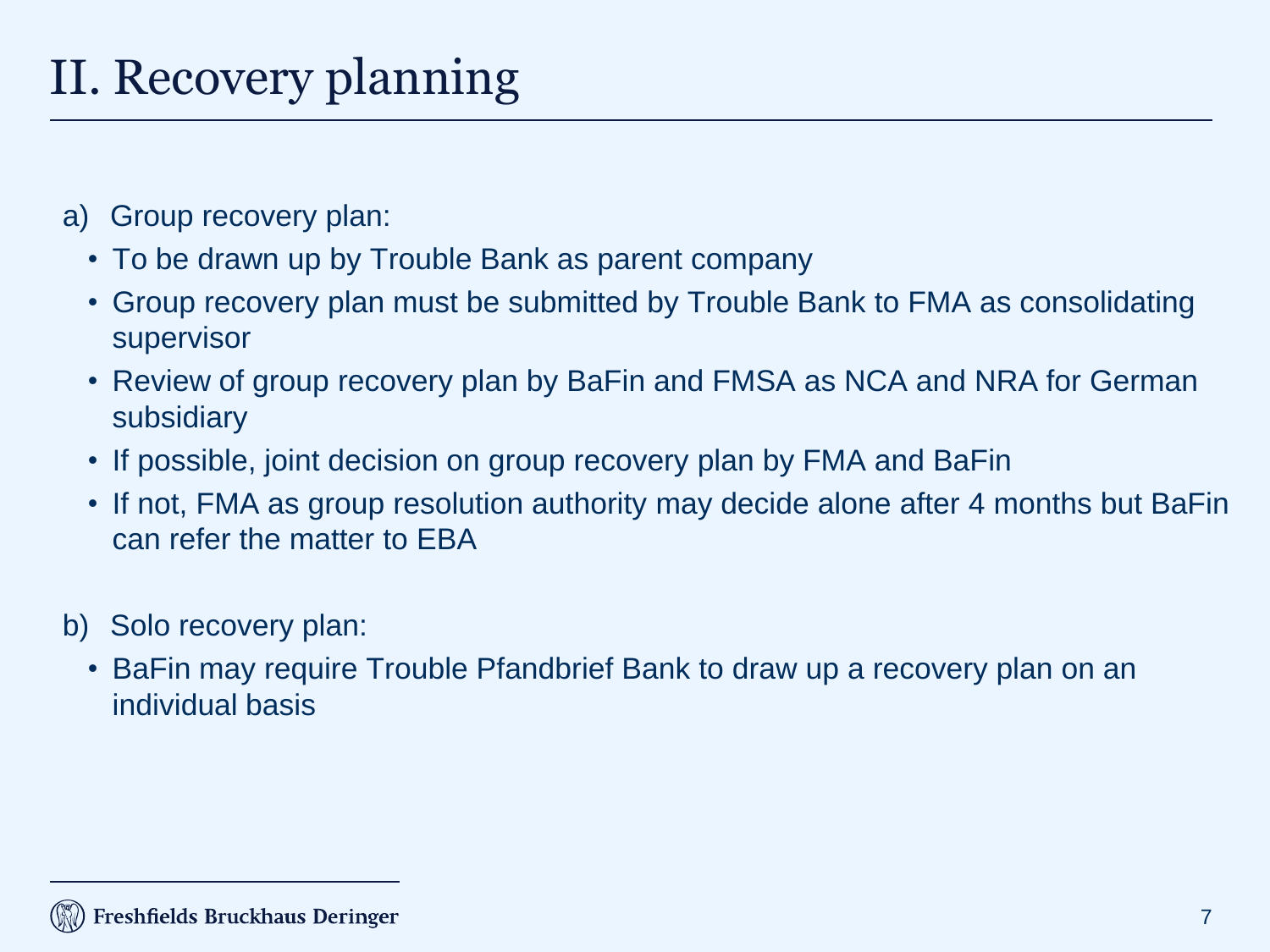# II. Recovery planning

a) Group recovery plan:

- To be drawn up by Trouble Bank as parent company
- Group recovery plan must be submitted by Trouble Bank to FMA as consolidating supervisor
- Review of group recovery plan by BaFin and FMSA as NCA and NRA for German subsidiary
- If possible, joint decision on group recovery plan by FMA and BaFin
- If not, FMA as group resolution authority may decide alone after 4 months but BaFin can refer the matter to EBA

b) Solo recovery plan:

- BaFin may require Trouble Pfandbrief Bank to draw up a recovery plan on an individual basis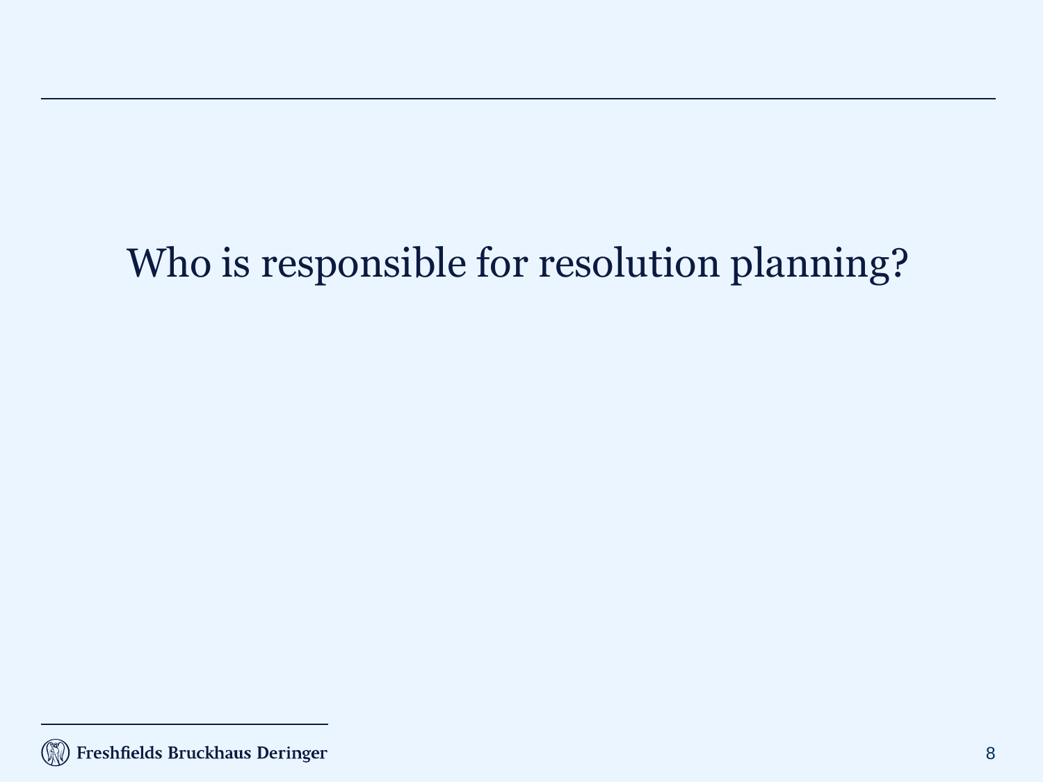# Who is responsible for resolution planning?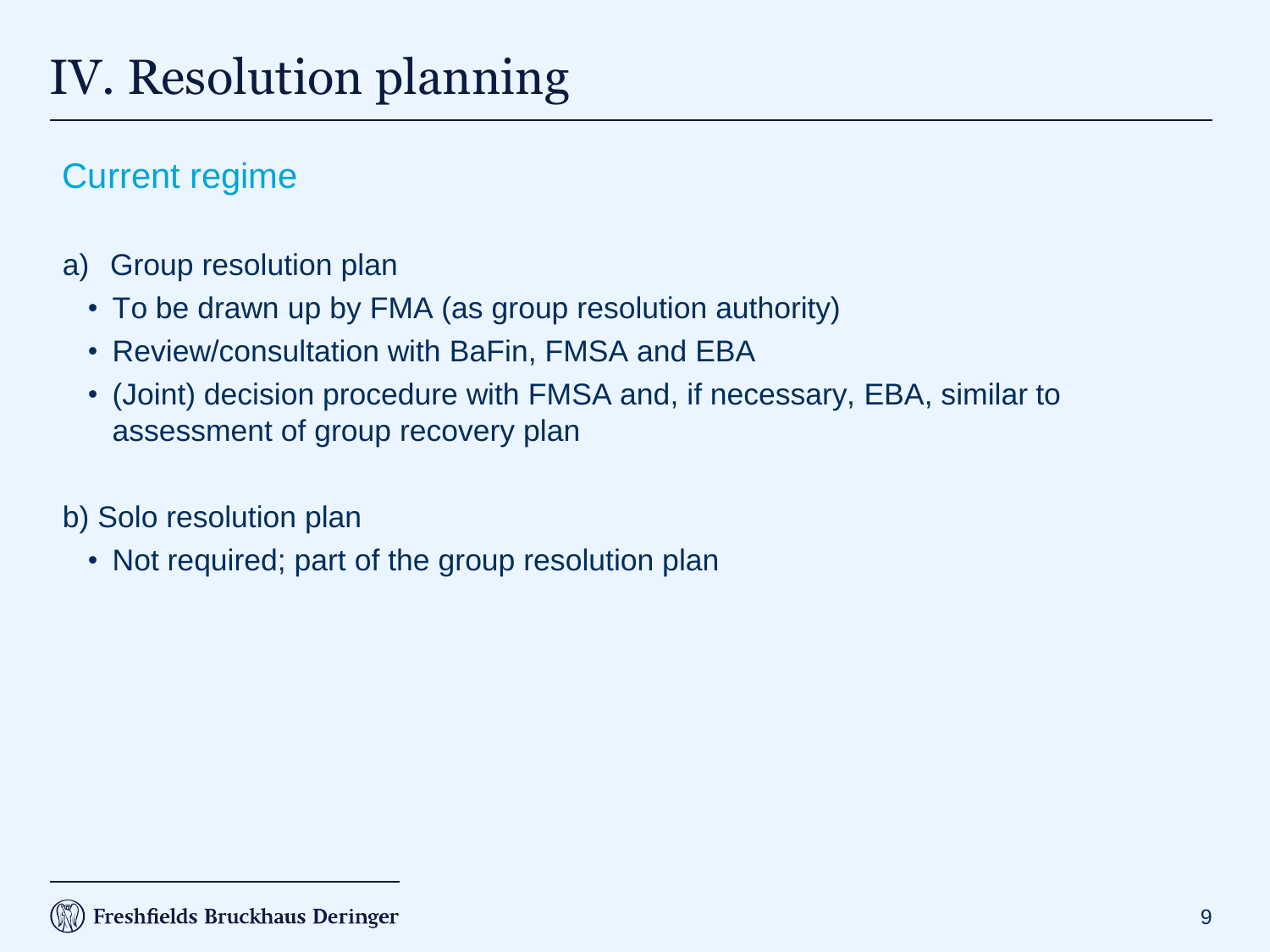# IV. Resolution planning

## Current regime

a) Group resolution plan

- To be drawn up by FMA (as group resolution authority)
- Review/consultation with BaFin, FMSA and EBA
- (Joint) decision procedure with FMSA and, if necessary, EBA, similar to assessment of group recovery plan

b) Solo resolution plan

- Not required; part of the group resolution plan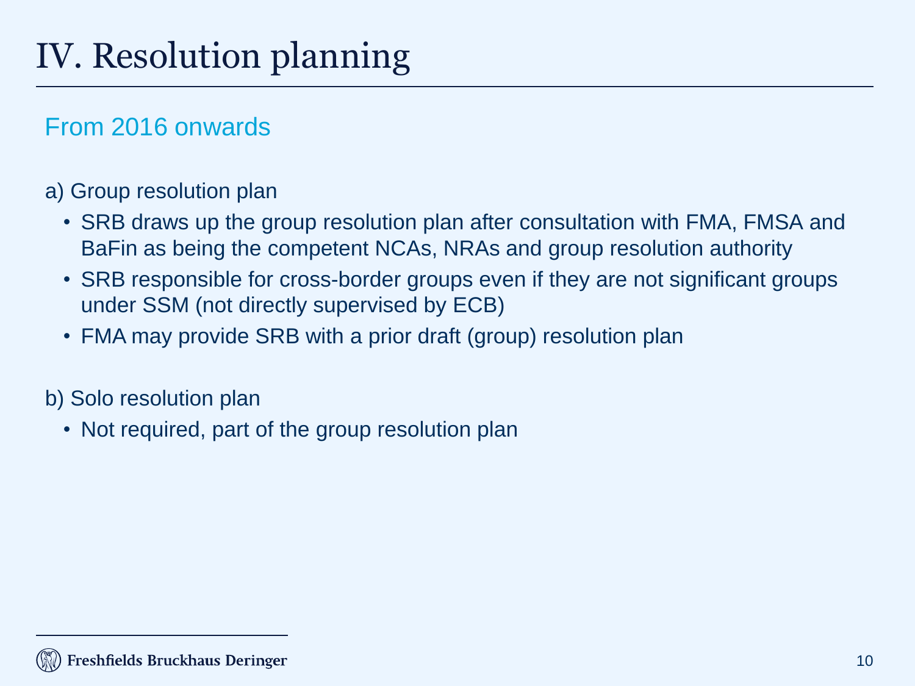# IV. Resolution planning

## From 2016 onwards

a) Group resolution plan

- SRB draws up the group resolution plan after consultation with FMA, FMSA and BaFin as being the competent NCAs, NRAs and group resolution authority
- SRB responsible for cross-border groups even if they are not significant groups under SSM (not directly supervised by ECB)
- FMA may provide SRB with a prior draft (group) resolution plan

b) Solo resolution plan

- Not required, part of the group resolution plan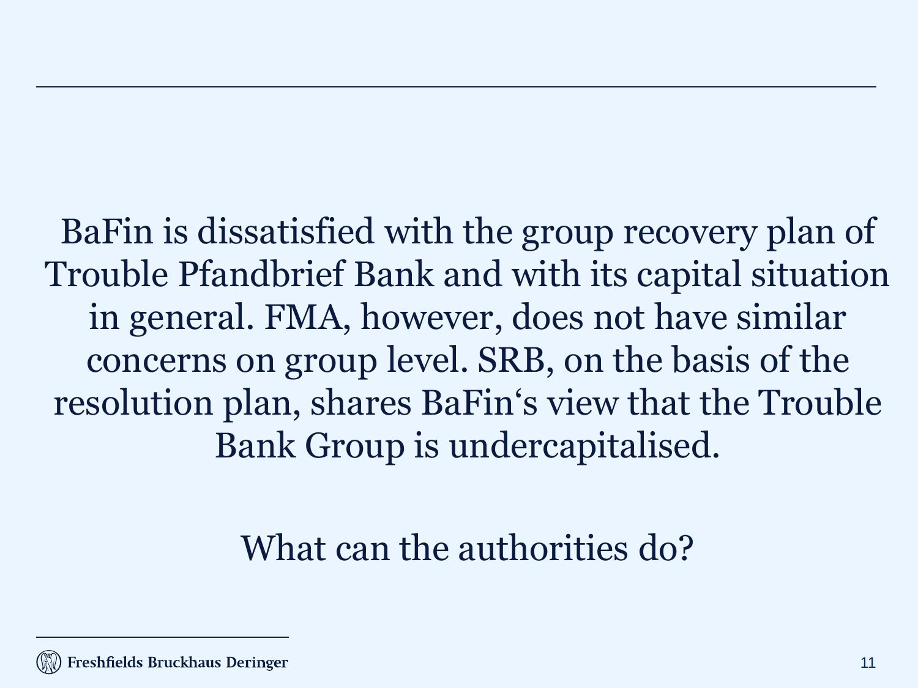BaFin is dissatisfied with the group recovery plan of Trouble Pfandbrief Bank and with its capital situation in general. FMA, however, does not have similar concerns on group level. SRB, on the basis of the resolution plan, shares BaFin‘s view that the Trouble Bank Group is undercapitalised.

What can the authorities do?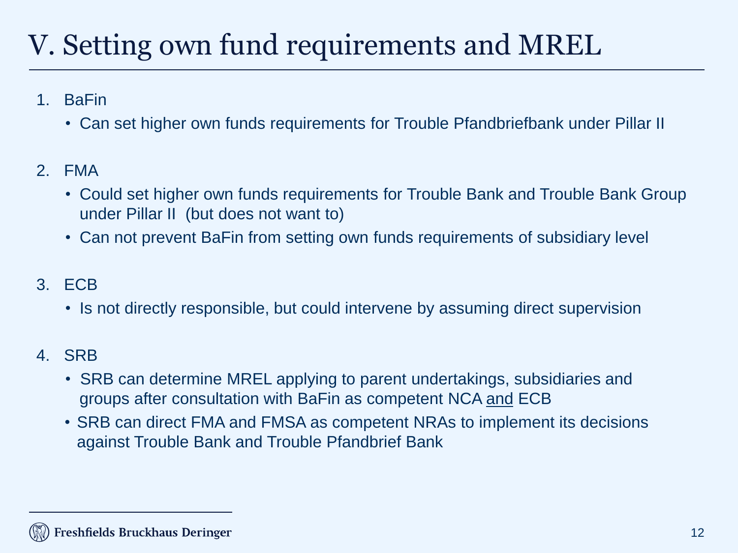# V. Setting own fund requirements and MREL

1. BaFin
   - Can set higher own funds requirements for Trouble Pfandbriefbank under Pillar II

2. FMA
   - Could set higher own funds requirements for Trouble Bank and Trouble Bank Group under Pillar II (but does not want to)
   - Can not prevent BaFin from setting own funds requirements of subsidiary level

3. ECB
   - Is not directly responsible, but could intervene by assuming direct supervision

4. SRB
   - SRB can determine MREL applying to parent undertakings, subsidiaries and groups after consultation with BaFin as competent NCA <u>and</u> ECB
   - SRB can direct FMA and FMSA as competent NRAs to implement its decisions against Trouble Bank and Trouble Pfandbrief Bank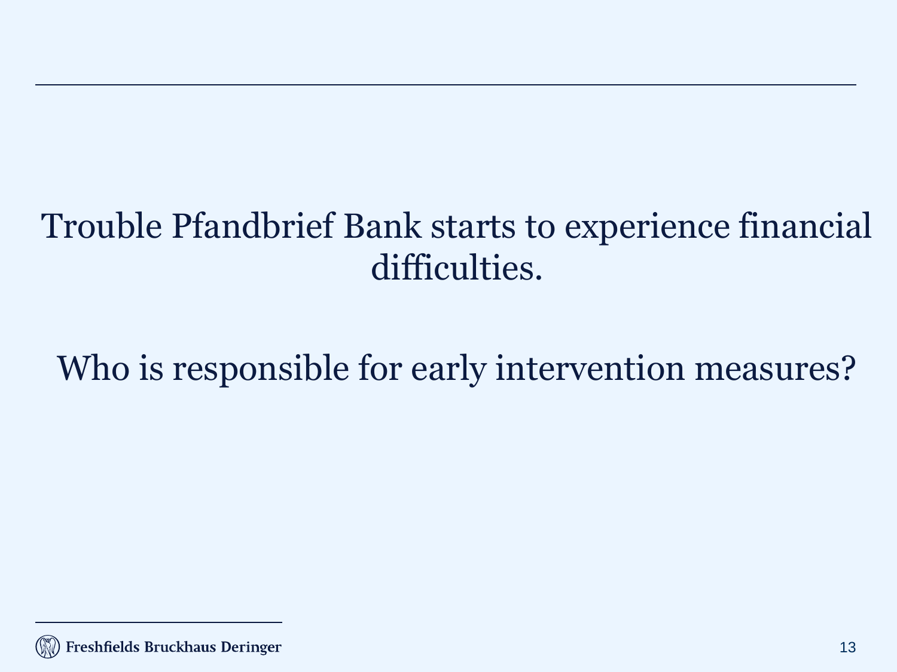Trouble Pfandbrief Bank starts to experience financial difficulties.

Who is responsible for early intervention measures?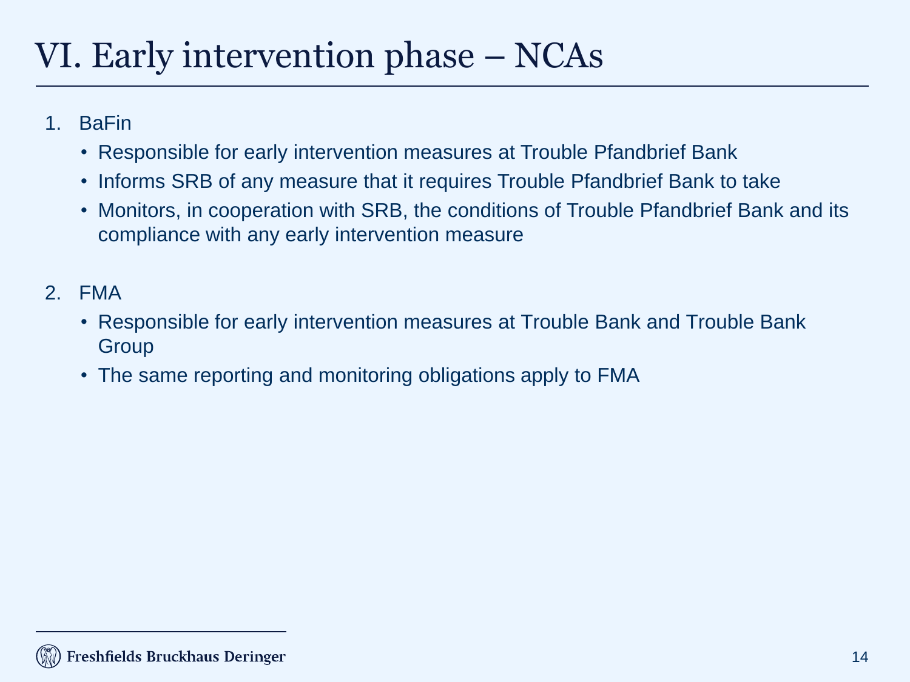# VI. Early intervention phase – NCAs

1. BaFin
   - Responsible for early intervention measures at Trouble Pfandbrief Bank
   - Informs SRB of any measure that it requires Trouble Pfandbrief Bank to take
   - Monitors, in cooperation with SRB, the conditions of Trouble Pfandbrief Bank and its compliance with any early intervention measure

2. FMA
   - Responsible for early intervention measures at Trouble Bank and Trouble Bank Group
   - The same reporting and monitoring obligations apply to FMA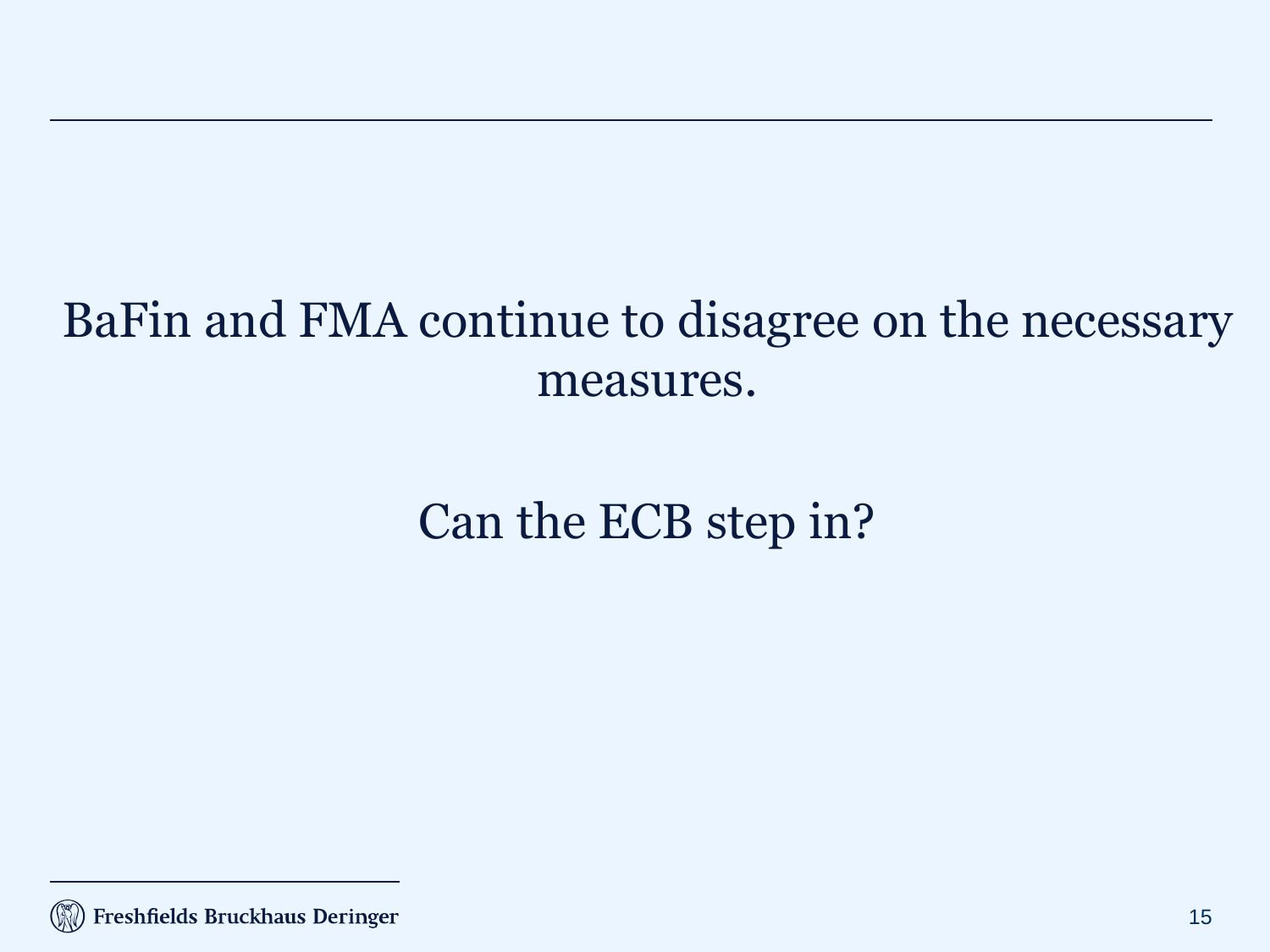BaFin and FMA continue to disagree on the necessary measures.

Can the ECB step in?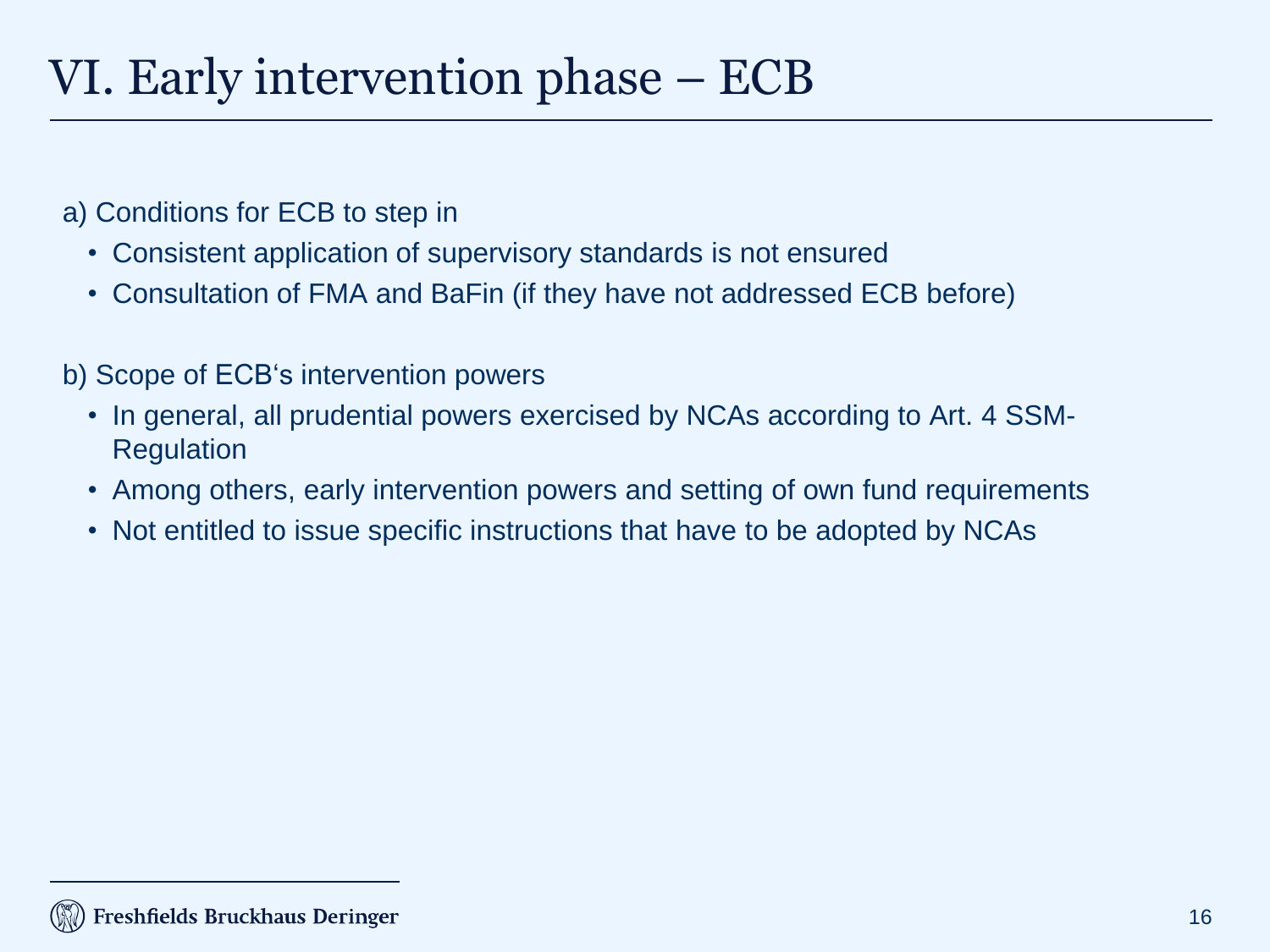# VI. Early intervention phase – ECB

a) Conditions for ECB to step in

- Consistent application of supervisory standards is not ensured
- Consultation of FMA and BaFin (if they have not addressed ECB before)

b) Scope of ECB's intervention powers

- In general, all prudential powers exercised by NCAs according to Art. 4 SSM-Regulation
- Among others, early intervention powers and setting of own fund requirements
- Not entitled to issue specific instructions that have to be adopted by NCAs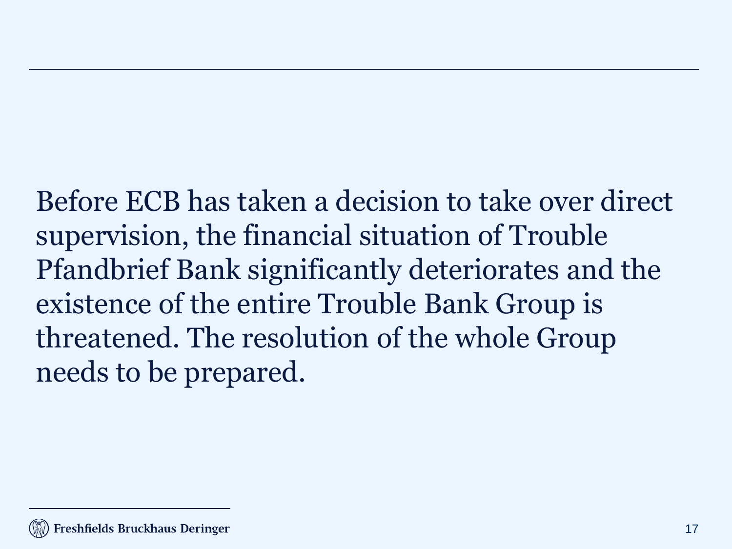Before ECB has taken a decision to take over direct supervision, the financial situation of Trouble Pfandbrief Bank significantly deteriorates and the existence of the entire Trouble Bank Group is threatened. The resolution of the whole Group needs to be prepared.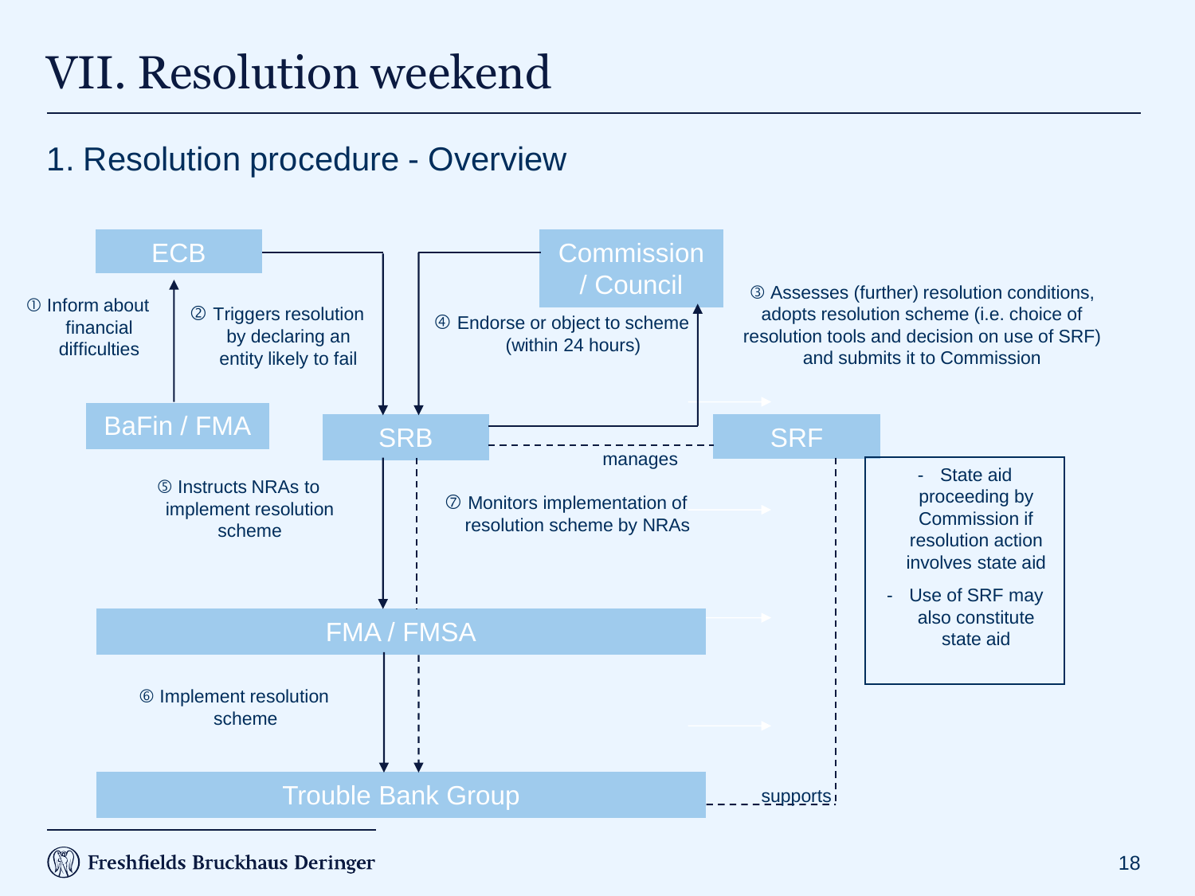# VII. Resolution weekend

## 1. Resolution procedure - Overview

ECB

Commission / Council

① Inform about financial difficulties

② Triggers resolution by declaring an entity likely to fail

④ Endorse or object to scheme (within 24 hours)

③ Assesses (further) resolution conditions, adopts resolution scheme (i.e. choice of resolution tools and decision on use of SRF) and submits it to Commission

BaFin / FMA

SRB

SRF

manages

⑤ Instructs NRAs to implement resolution scheme

⑦ Monitors implementation of resolution scheme by NRAs

- State aid proceeding by Commission if resolution action involves state aid
- Use of SRF may also constitute state aid

FMA / FMSA

⑥ Implement resolution scheme

Trouble Bank Group

supports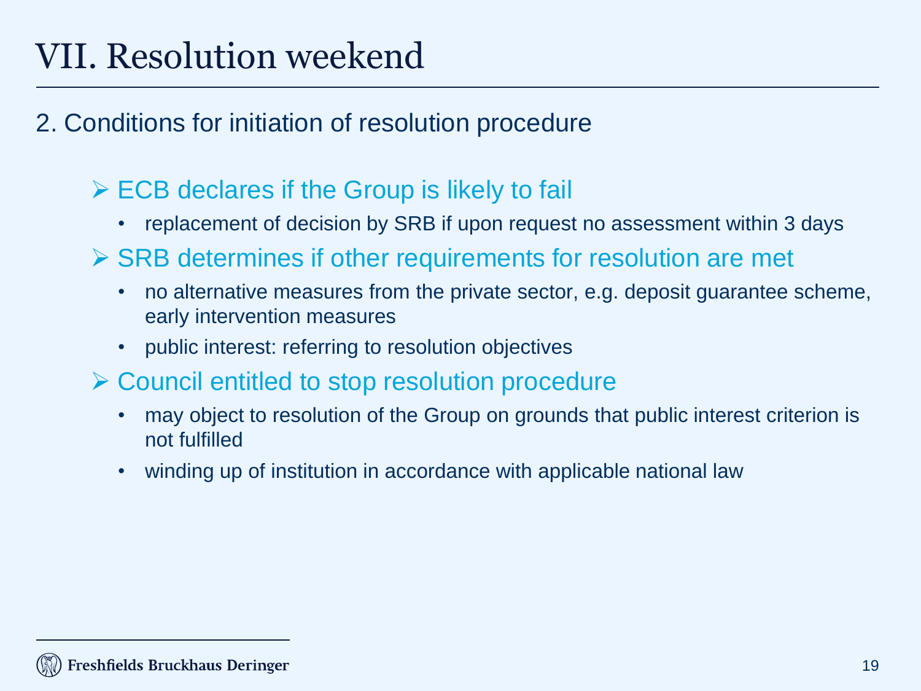# VII. Resolution weekend

## 2. Conditions for initiation of resolution procedure

- ECB declares if the Group is likely to fail
  - replacement of decision by SRB if upon request no assessment within 3 days
- SRB determines if other requirements for resolution are met
  - no alternative measures from the private sector, e.g. deposit guarantee scheme, early intervention measures
  - public interest: referring to resolution objectives
- Council entitled to stop resolution procedure
  - may object to resolution of the Group on grounds that public interest criterion is not fulfilled
  - winding up of institution in accordance with applicable national law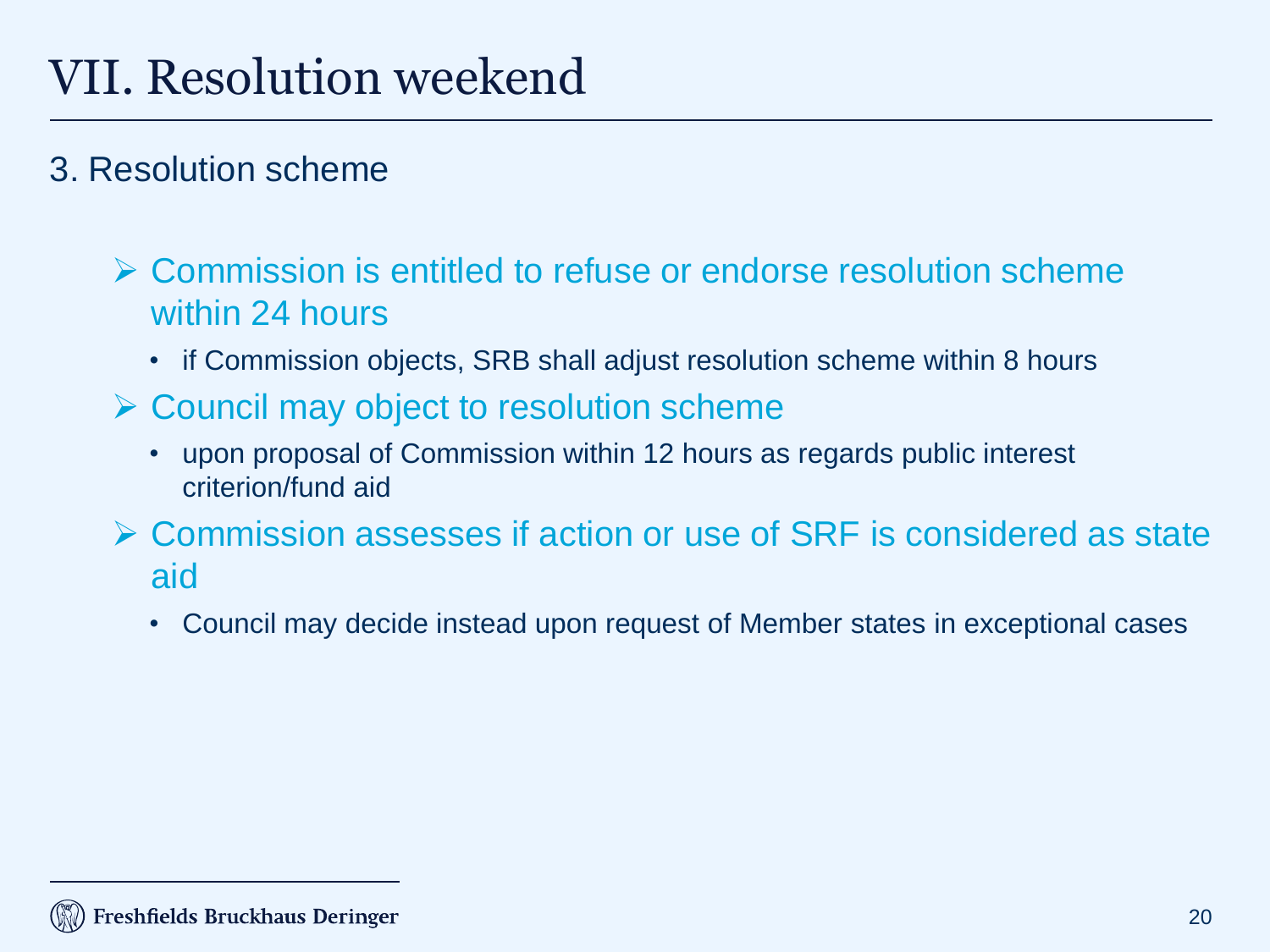# VII. Resolution weekend

## 3. Resolution scheme

- Commission is entitled to refuse or endorse resolution scheme within 24 hours
  - if Commission objects, SRB shall adjust resolution scheme within 8 hours
- Council may object to resolution scheme
  - upon proposal of Commission within 12 hours as regards public interest criterion/fund aid
- Commission assesses if action or use of SRF is considered as state aid
  - Council may decide instead upon request of Member states in exceptional cases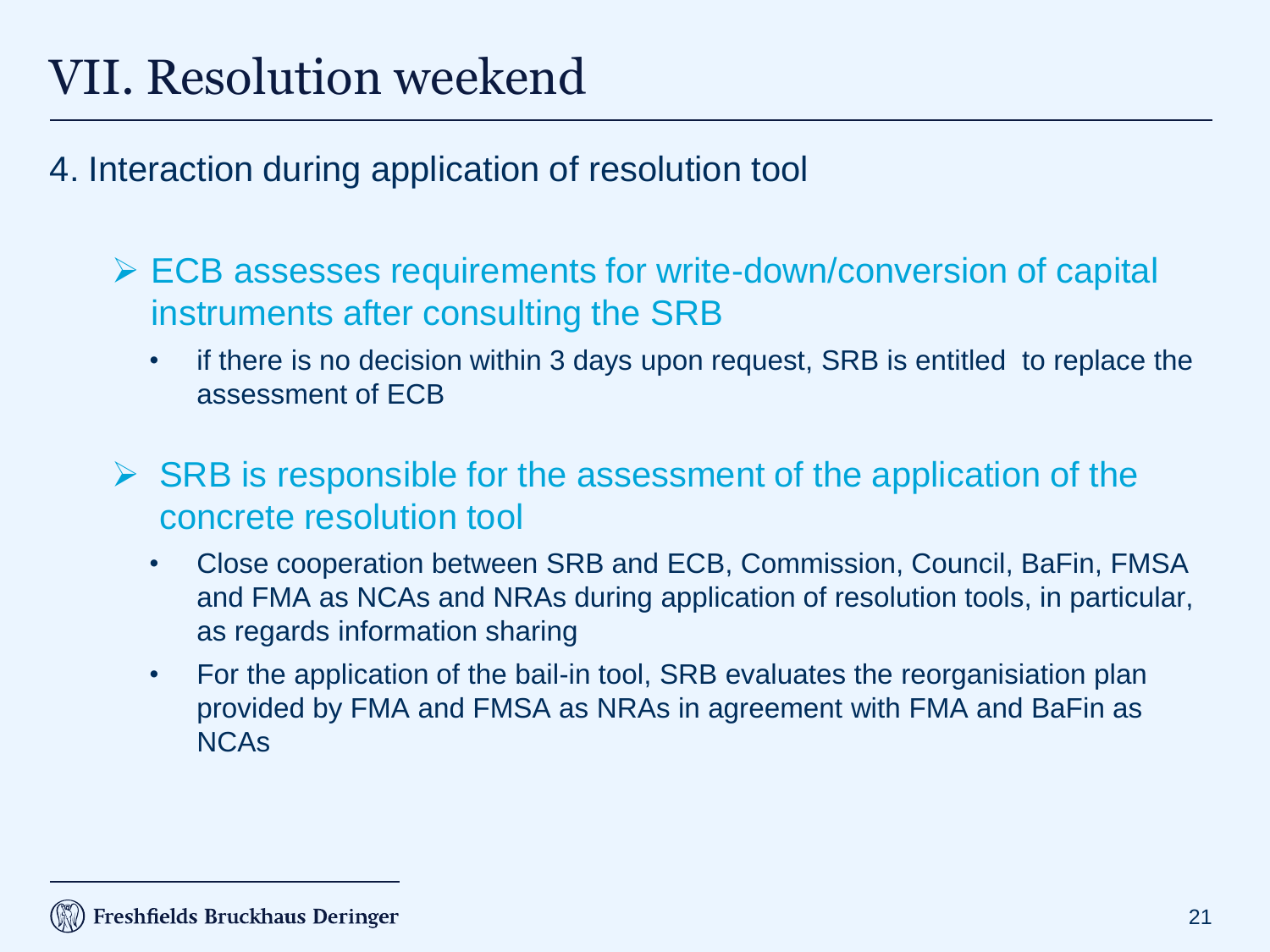# VII. Resolution weekend

## 4. Interaction during application of resolution tool

- ECB assesses requirements for write-down/conversion of capital instruments after consulting the SRB
  - if there is no decision within 3 days upon request, SRB is entitled to replace the assessment of ECB

- SRB is responsible for the assessment of the application of the concrete resolution tool
  - Close cooperation between SRB and ECB, Commission, Council, BaFin, FMSA and FMA as NCAs and NRAs during application of resolution tools, in particular, as regards information sharing
  - For the application of the bail-in tool, SRB evaluates the reorganisiation plan provided by FMA and FMSA as NRAs in agreement with FMA and BaFin as NCAs

Freshfields Bruckhaus Deringer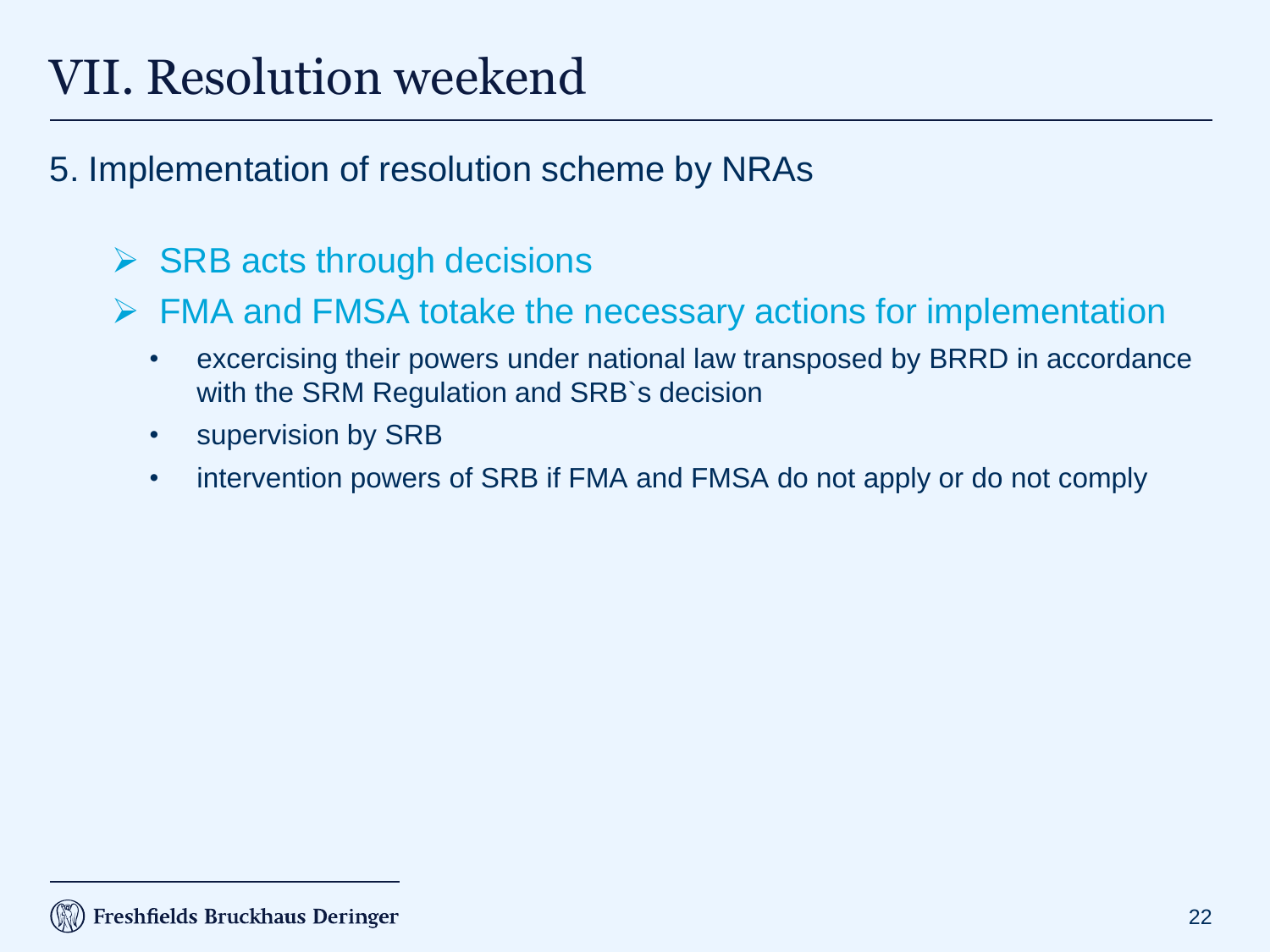# VII. Resolution weekend

## 5. Implementation of resolution scheme by NRAs

- SRB acts through decisions
- FMA and FMSA totake the necessary actions for implementation
  - excercising their powers under national law transposed by BRRD in accordance with the SRM Regulation and SRB`s decision
  - supervision by SRB
  - intervention powers of SRB if FMA and FMSA do not apply or do not comply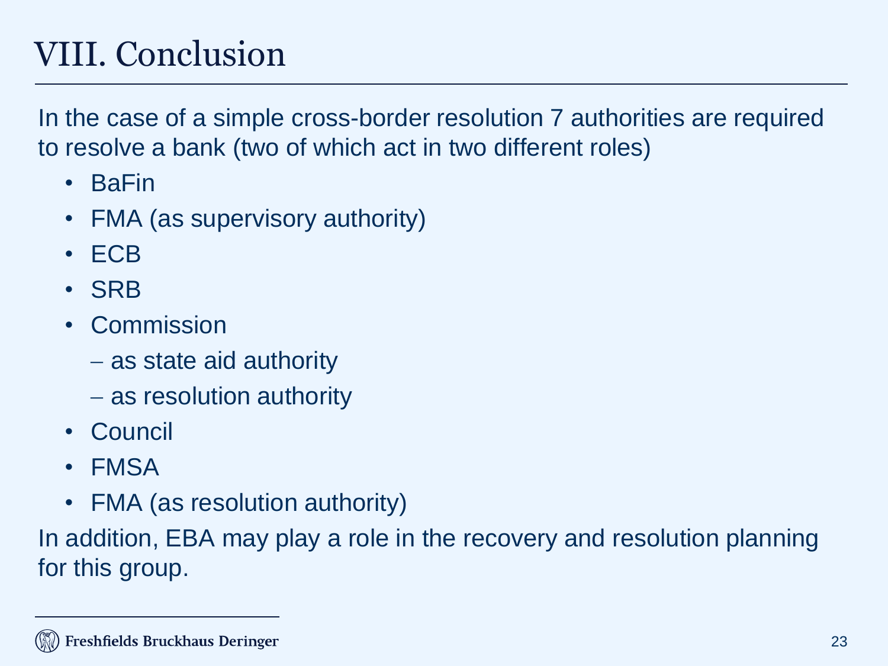# VIII. Conclusion

In the case of a simple cross-border resolution 7 authorities are required to resolve a bank (two of which act in two different roles)

- BaFin
- FMA (as supervisory authority)
- ECB
- SRB
- Commission
  - as state aid authority
  - as resolution authority
- Council
- FMSA
- FMA (as resolution authority)

In addition, EBA may play a role in the recovery and resolution planning for this group.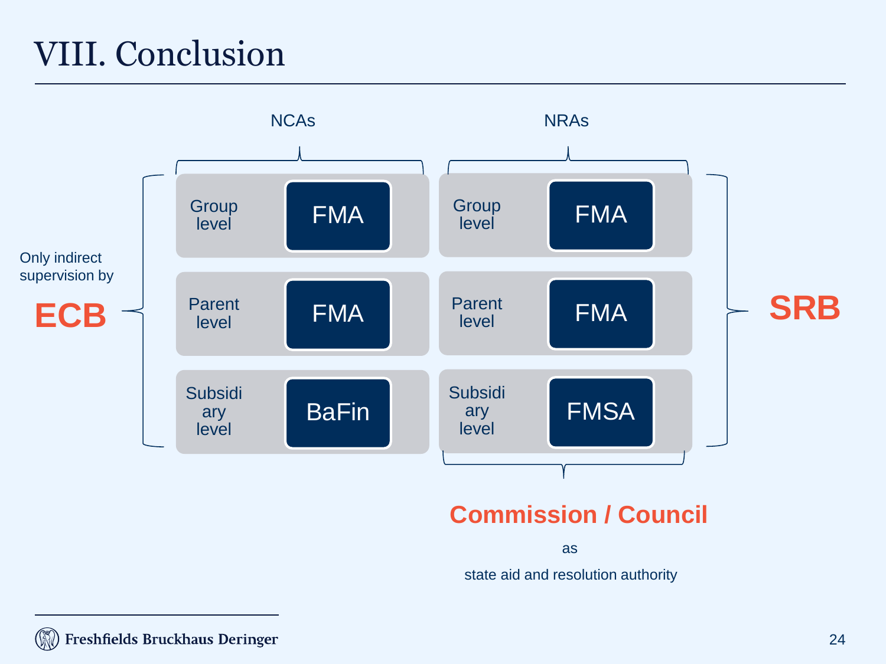# VIII. Conclusion

| | NCAs | | NRAs | |
|---|---|---|---|---|
| Group level | FMA | Group level | FMA | |
| Parent level | FMA | Parent level | FMA | |
| Subsidiary level | BaFin | Subsidiary level | FMSA | |

Only indirect supervision by **ECB** (NCAs)

**SRB** (NRAs)

**Commission / Council**

as

state aid and resolution authority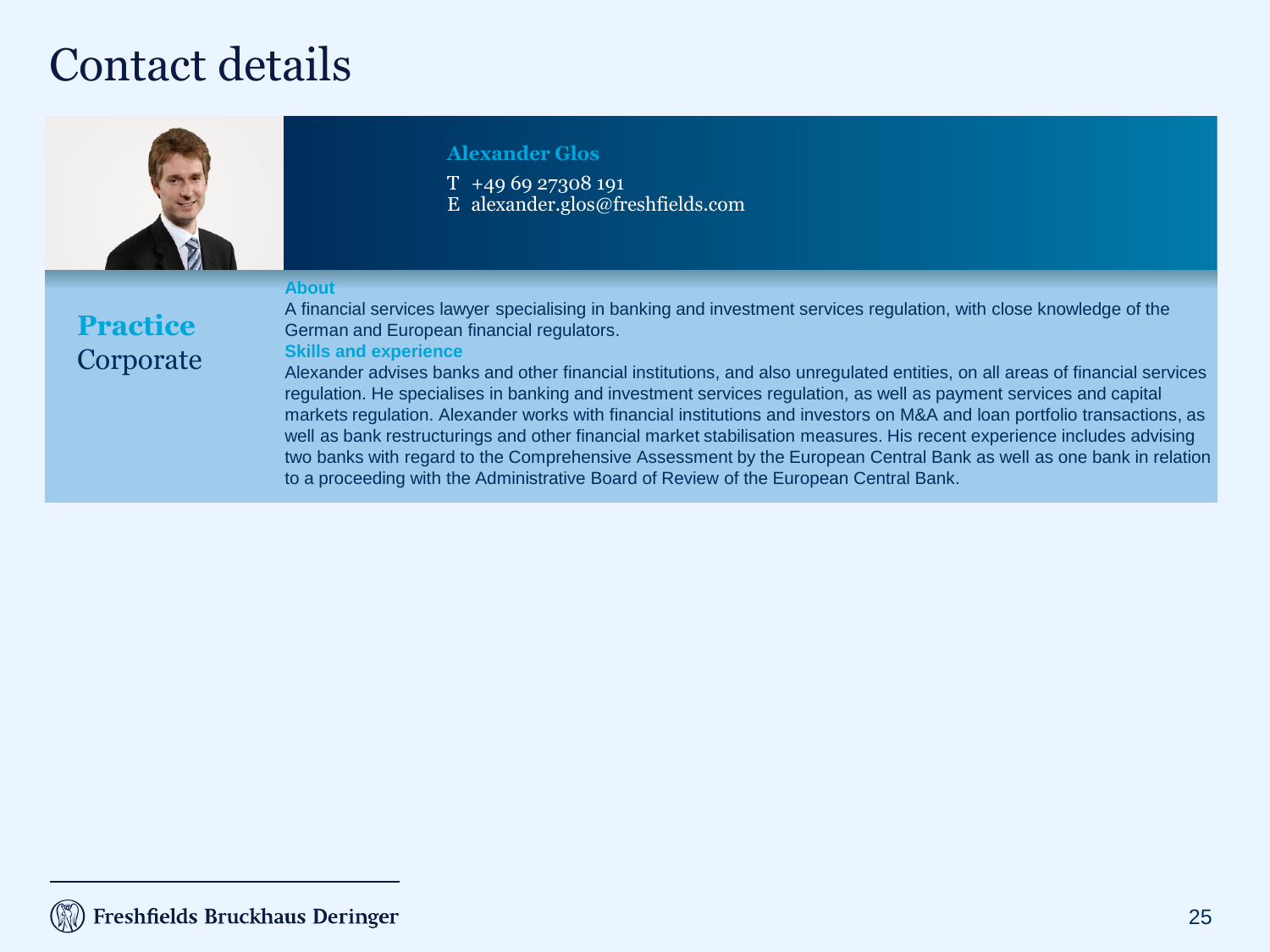# Contact details

**Alexander Glos**

T +49 69 27308 191
E alexander.glos@freshfields.com

**Practice**
Corporate

**About**

A financial services lawyer specialising in banking and investment services regulation, with close knowledge of the German and European financial regulators.

**Skills and experience**

Alexander advises banks and other financial institutions, and also unregulated entities, on all areas of financial services regulation. He specialises in banking and investment services regulation, as well as payment services and capital markets regulation. Alexander works with financial institutions and investors on M&A and loan portfolio transactions, as well as bank restructurings and other financial market stabilisation measures. His recent experience includes advising two banks with regard to the Comprehensive Assessment by the European Central Bank as well as one bank in relation to a proceeding with the Administrative Board of Review of the European Central Bank.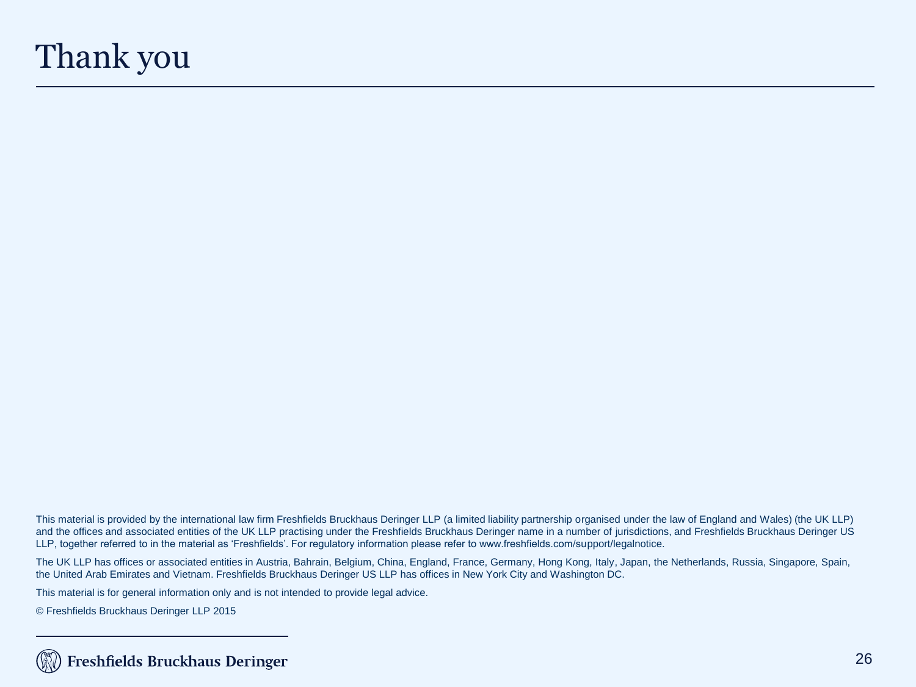# Thank you

This material is provided by the international law firm Freshfields Bruckhaus Deringer LLP (a limited liability partnership organised under the law of England and Wales) (the UK LLP) and the offices and associated entities of the UK LLP practising under the Freshfields Bruckhaus Deringer name in a number of jurisdictions, and Freshfields Bruckhaus Deringer US LLP, together referred to in the material as 'Freshfields'. For regulatory information please refer to www.freshfields.com/support/legalnotice.

The UK LLP has offices or associated entities in Austria, Bahrain, Belgium, China, England, France, Germany, Hong Kong, Italy, Japan, the Netherlands, Russia, Singapore, Spain, the United Arab Emirates and Vietnam. Freshfields Bruckhaus Deringer US LLP has offices in New York City and Washington DC.

This material is for general information only and is not intended to provide legal advice.

© Freshfields Bruckhaus Deringer LLP 2015

Freshfields Bruckhaus Deringer